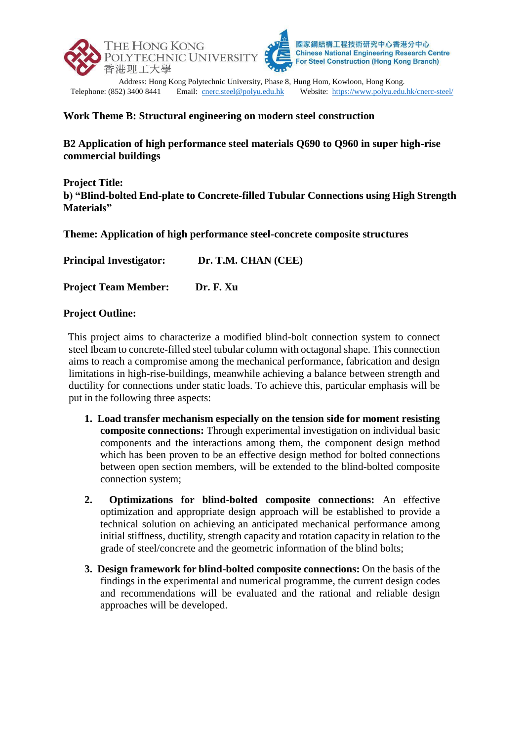THE HONG KONG POLYTECHNIC UNIVERSITY
香港理工大學

國家鋼結構工程技術研究中心香港分中心
Chinese National Engineering Research Centre For Steel Construction (Hong Kong Branch)

Address: Hong Kong Polytechnic University, Phase 8, Hung Hom, Kowloon, Hong Kong.
Telephone: (852) 3400 8441 Email: cnerc.steel@polyu.edu.hk Website: https://www.polyu.edu.hk/cnerc-steel/

**Work Theme B: Structural engineering on modern steel construction**

**B2 Application of high performance steel materials Q690 to Q960 in super high-rise commercial buildings**

**Project Title:**
**b) "Blind-bolted End-plate to Concrete-filled Tubular Connections using High Strength Materials"**

**Theme: Application of high performance steel-concrete composite structures**

**Principal Investigator:** **Dr. T.M. CHAN (CEE)**

**Project Team Member:** **Dr. F. Xu**

**Project Outline:**

This project aims to characterize a modified blind-bolt connection system to connect steel Ibeam to concrete-filled steel tubular column with octagonal shape. This connection aims to reach a compromise among the mechanical performance, fabrication and design limitations in high-rise-buildings, meanwhile achieving a balance between strength and ductility for connections under static loads. To achieve this, particular emphasis will be put in the following three aspects:

1. **Load transfer mechanism especially on the tension side for moment resisting composite connections:** Through experimental investigation on individual basic components and the interactions among them, the component design method which has been proven to be an effective design method for bolted connections between open section members, will be extended to the blind-bolted composite connection system;

2. **Optimizations for blind-bolted composite connections:** An effective optimization and appropriate design approach will be established to provide a technical solution on achieving an anticipated mechanical performance among initial stiffness, ductility, strength capacity and rotation capacity in relation to the grade of steel/concrete and the geometric information of the blind bolts;

3. **Design framework for blind-bolted composite connections:** On the basis of the findings in the experimental and numerical programme, the current design codes and recommendations will be evaluated and the rational and reliable design approaches will be developed.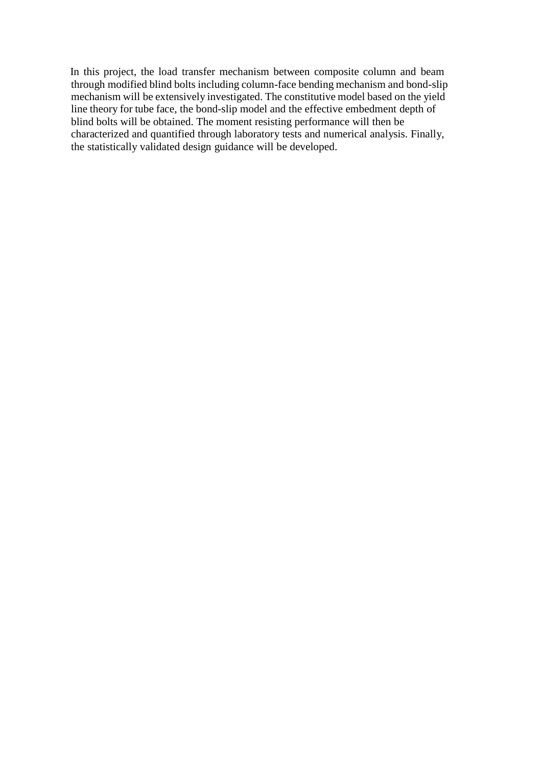In this project, the load transfer mechanism between composite column and beam through modified blind bolts including column-face bending mechanism and bond-slip mechanism will be extensively investigated. The constitutive model based on the yield line theory for tube face, the bond-slip model and the effective embedment depth of blind bolts will be obtained. The moment resisting performance will then be characterized and quantified through laboratory tests and numerical analysis. Finally, the statistically validated design guidance will be developed.